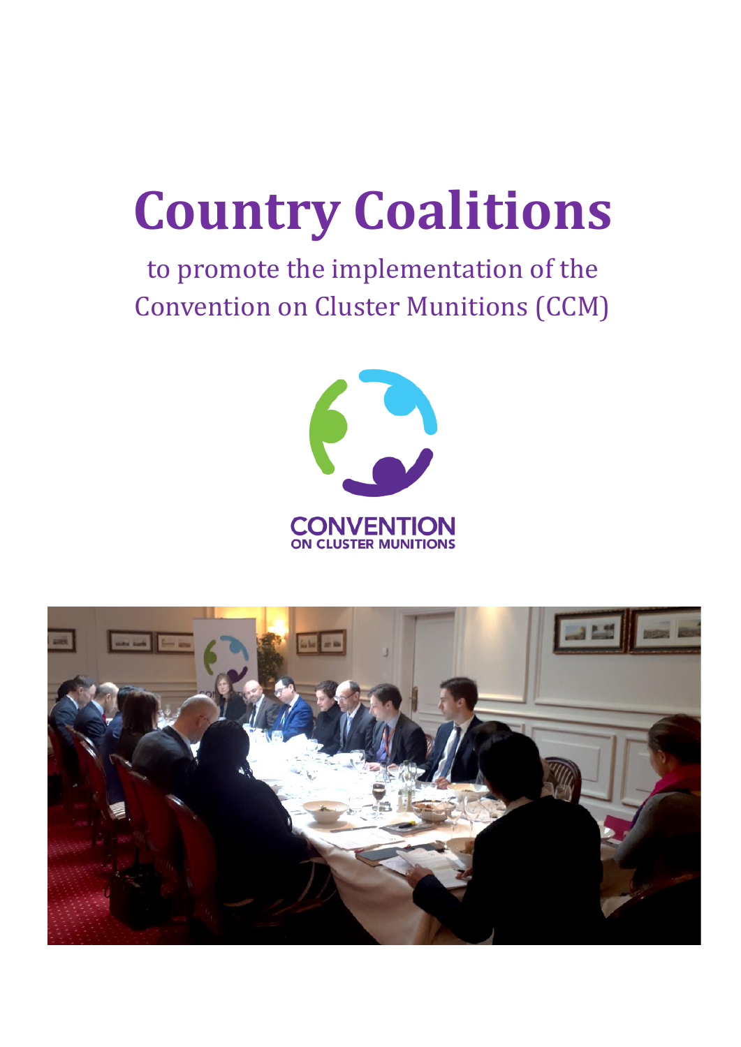# Country Coalitions

to promote the implementation of the Convention on Cluster Munitions (CCM)

CONVENTION
ON CLUSTER MUNITIONS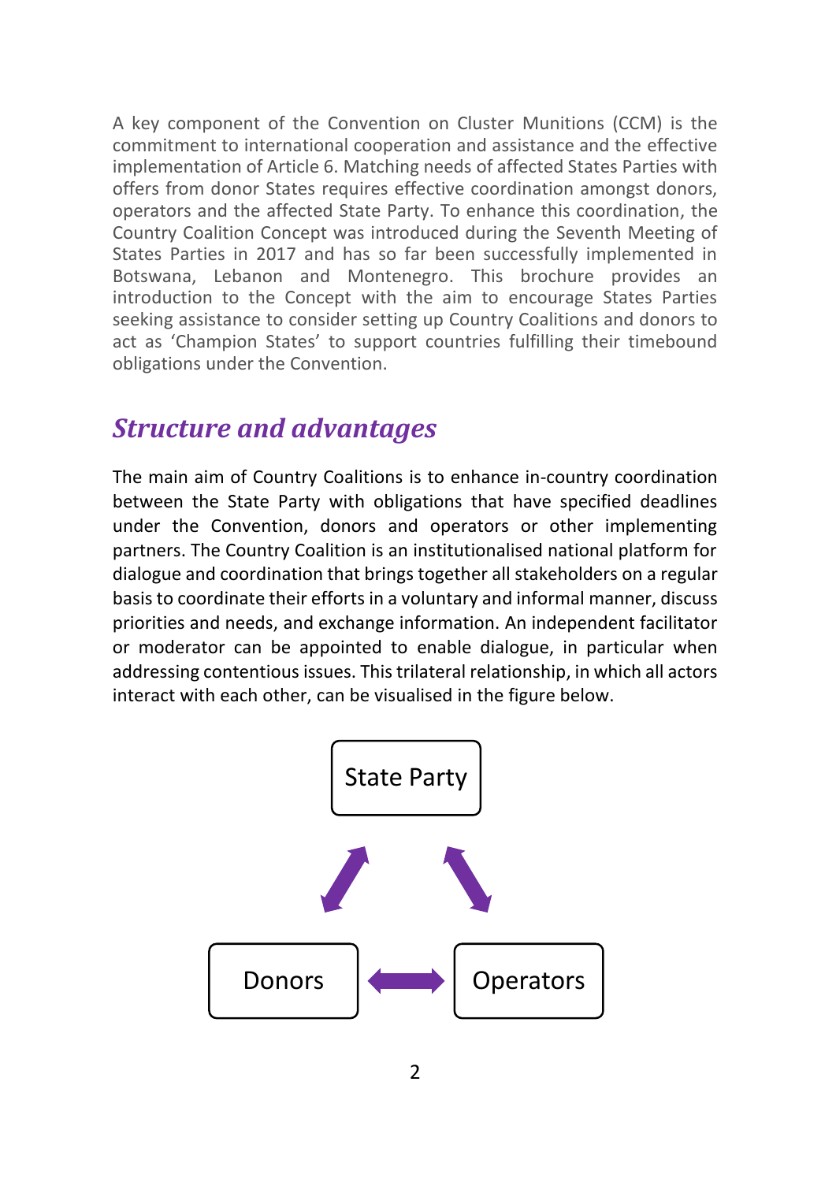A key component of the Convention on Cluster Munitions (CCM) is the commitment to international cooperation and assistance and the effective implementation of Article 6. Matching needs of affected States Parties with offers from donor States requires effective coordination amongst donors, operators and the affected State Party. To enhance this coordination, the Country Coalition Concept was introduced during the Seventh Meeting of States Parties in 2017 and has so far been successfully implemented in Botswana, Lebanon and Montenegro. This brochure provides an introduction to the Concept with the aim to encourage States Parties seeking assistance to consider setting up Country Coalitions and donors to act as 'Champion States' to support countries fulfilling their timebound obligations under the Convention.

## *Structure and advantages*

The main aim of Country Coalitions is to enhance in-country coordination between the State Party with obligations that have specified deadlines under the Convention, donors and operators or other implementing partners. The Country Coalition is an institutionalised national platform for dialogue and coordination that brings together all stakeholders on a regular basis to coordinate their efforts in a voluntary and informal manner, discuss priorities and needs, and exchange information. An independent facilitator or moderator can be appointed to enable dialogue, in particular when addressing contentious issues. This trilateral relationship, in which all actors interact with each other, can be visualised in the figure below.

State Party

Donors ⟷ Operators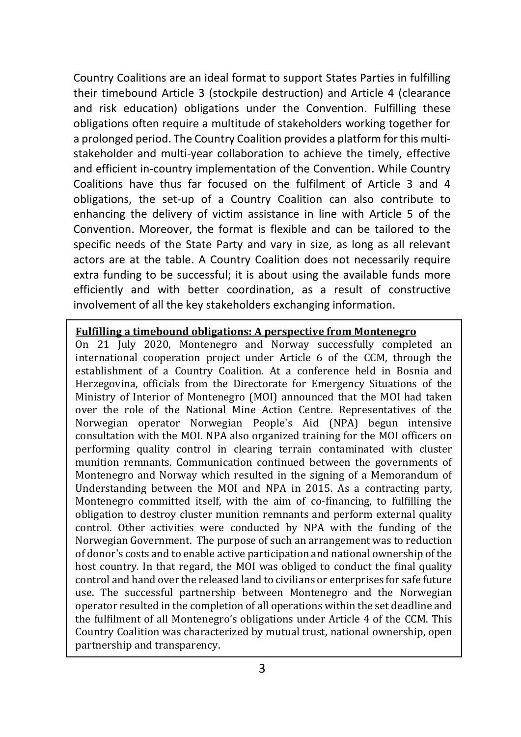Country Coalitions are an ideal format to support States Parties in fulfilling their timebound Article 3 (stockpile destruction) and Article 4 (clearance and risk education) obligations under the Convention. Fulfilling these obligations often require a multitude of stakeholders working together for a prolonged period. The Country Coalition provides a platform for this multi-stakeholder and multi-year collaboration to achieve the timely, effective and efficient in-country implementation of the Convention. While Country Coalitions have thus far focused on the fulfilment of Article 3 and 4 obligations, the set-up of a Country Coalition can also contribute to enhancing the delivery of victim assistance in line with Article 5 of the Convention. Moreover, the format is flexible and can be tailored to the specific needs of the State Party and vary in size, as long as all relevant actors are at the table. A Country Coalition does not necessarily require extra funding to be successful; it is about using the available funds more efficiently and with better coordination, as a result of constructive involvement of all the key stakeholders exchanging information.

**Fulfilling a timebound obligations: A perspective from Montenegro**

On 21 July 2020, Montenegro and Norway successfully completed an international cooperation project under Article 6 of the CCM, through the establishment of a Country Coalition. At a conference held in Bosnia and Herzegovina, officials from the Directorate for Emergency Situations of the Ministry of Interior of Montenegro (MOI) announced that the MOI had taken over the role of the National Mine Action Centre. Representatives of the Norwegian operator Norwegian People's Aid (NPA) begun intensive consultation with the MOI. NPA also organized training for the MOI officers on performing quality control in clearing terrain contaminated with cluster munition remnants. Communication continued between the governments of Montenegro and Norway which resulted in the signing of a Memorandum of Understanding between the MOI and NPA in 2015. As a contracting party, Montenegro committed itself, with the aim of co-financing, to fulfilling the obligation to destroy cluster munition remnants and perform external quality control. Other activities were conducted by NPA with the funding of the Norwegian Government. The purpose of such an arrangement was to reduction of donor's costs and to enable active participation and national ownership of the host country. In that regard, the MOI was obliged to conduct the final quality control and hand over the released land to civilians or enterprises for safe future use. The successful partnership between Montenegro and the Norwegian operator resulted in the completion of all operations within the set deadline and the fulfilment of all Montenegro's obligations under Article 4 of the CCM. This Country Coalition was characterized by mutual trust, national ownership, open partnership and transparency.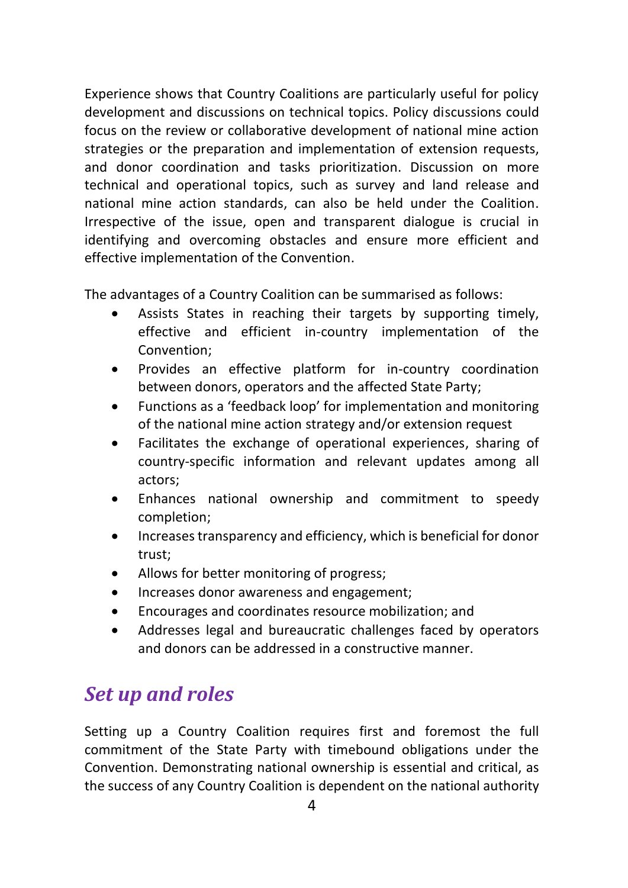Experience shows that Country Coalitions are particularly useful for policy development and discussions on technical topics. Policy discussions could focus on the review or collaborative development of national mine action strategies or the preparation and implementation of extension requests, and donor coordination and tasks prioritization. Discussion on more technical and operational topics, such as survey and land release and national mine action standards, can also be held under the Coalition. Irrespective of the issue, open and transparent dialogue is crucial in identifying and overcoming obstacles and ensure more efficient and effective implementation of the Convention.

The advantages of a Country Coalition can be summarised as follows:

- Assists States in reaching their targets by supporting timely, effective and efficient in-country implementation of the Convention;
- Provides an effective platform for in-country coordination between donors, operators and the affected State Party;
- Functions as a 'feedback loop' for implementation and monitoring of the national mine action strategy and/or extension request
- Facilitates the exchange of operational experiences, sharing of country-specific information and relevant updates among all actors;
- Enhances national ownership and commitment to speedy completion;
- Increases transparency and efficiency, which is beneficial for donor trust;
- Allows for better monitoring of progress;
- Increases donor awareness and engagement;
- Encourages and coordinates resource mobilization; and
- Addresses legal and bureaucratic challenges faced by operators and donors can be addressed in a constructive manner.

## *Set up and roles*

Setting up a Country Coalition requires first and foremost the full commitment of the State Party with timebound obligations under the Convention. Demonstrating national ownership is essential and critical, as the success of any Country Coalition is dependent on the national authority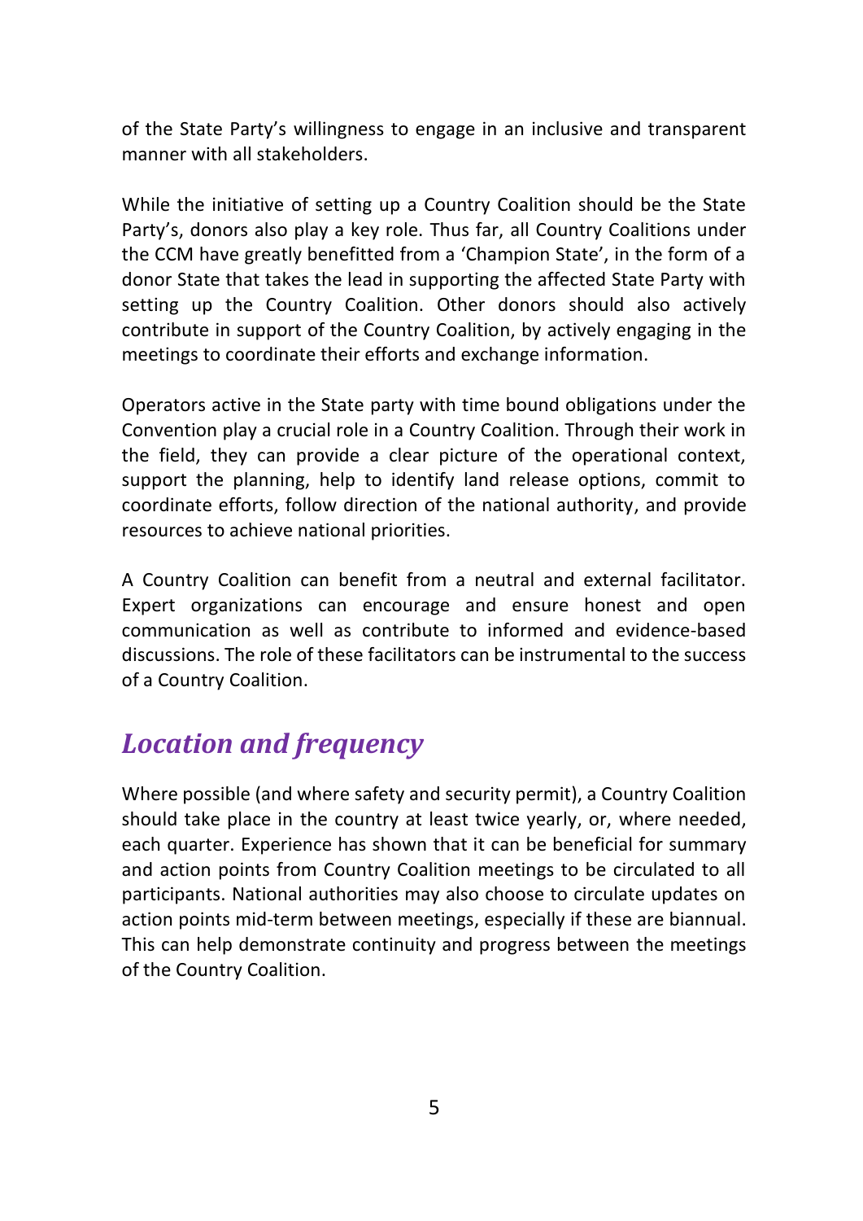of the State Party's willingness to engage in an inclusive and transparent manner with all stakeholders.

While the initiative of setting up a Country Coalition should be the State Party's, donors also play a key role. Thus far, all Country Coalitions under the CCM have greatly benefitted from a 'Champion State', in the form of a donor State that takes the lead in supporting the affected State Party with setting up the Country Coalition. Other donors should also actively contribute in support of the Country Coalition, by actively engaging in the meetings to coordinate their efforts and exchange information.

Operators active in the State party with time bound obligations under the Convention play a crucial role in a Country Coalition. Through their work in the field, they can provide a clear picture of the operational context, support the planning, help to identify land release options, commit to coordinate efforts, follow direction of the national authority, and provide resources to achieve national priorities.

A Country Coalition can benefit from a neutral and external facilitator. Expert organizations can encourage and ensure honest and open communication as well as contribute to informed and evidence-based discussions. The role of these facilitators can be instrumental to the success of a Country Coalition.

## *Location and frequency*

Where possible (and where safety and security permit), a Country Coalition should take place in the country at least twice yearly, or, where needed, each quarter. Experience has shown that it can be beneficial for summary and action points from Country Coalition meetings to be circulated to all participants. National authorities may also choose to circulate updates on action points mid-term between meetings, especially if these are biannual. This can help demonstrate continuity and progress between the meetings of the Country Coalition.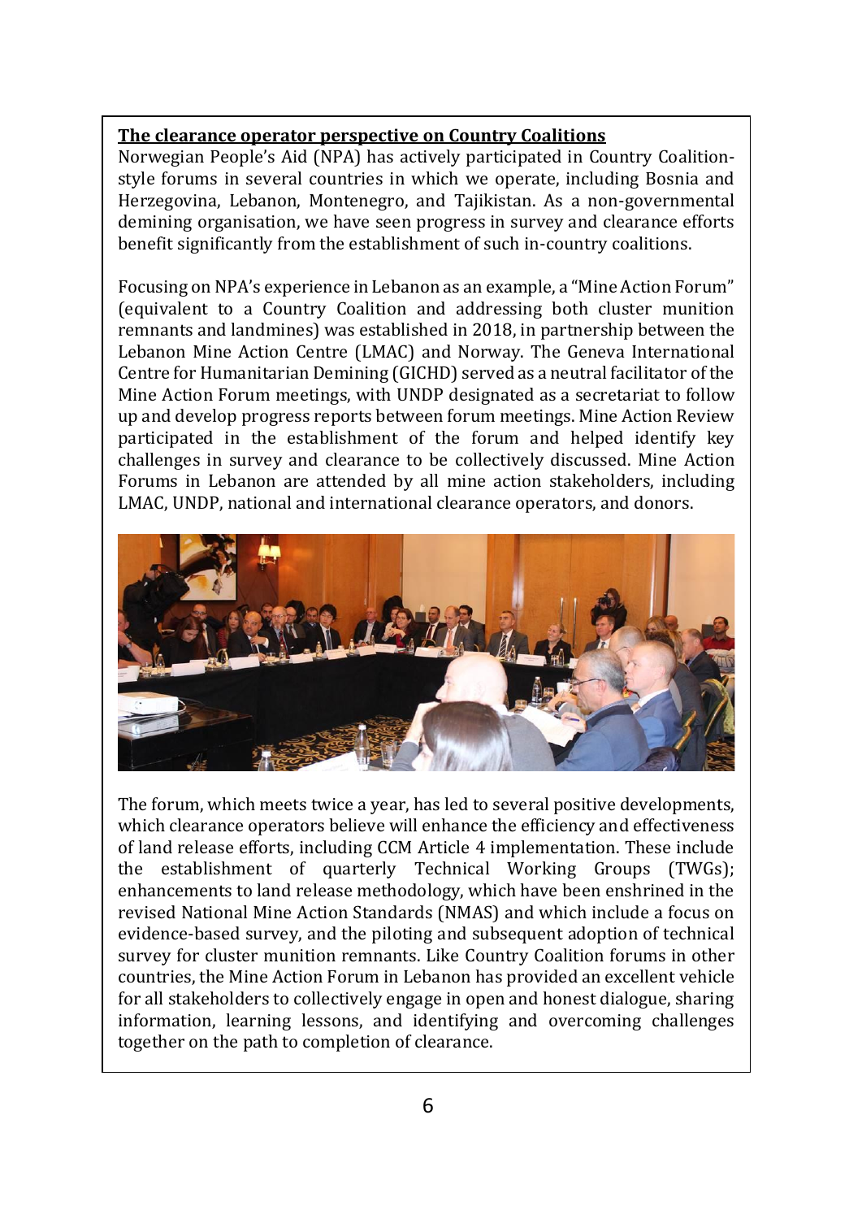**The clearance operator perspective on Country Coalitions**

Norwegian People's Aid (NPA) has actively participated in Country Coalition-style forums in several countries in which we operate, including Bosnia and Herzegovina, Lebanon, Montenegro, and Tajikistan. As a non-governmental demining organisation, we have seen progress in survey and clearance efforts benefit significantly from the establishment of such in-country coalitions.

Focusing on NPA's experience in Lebanon as an example, a "Mine Action Forum" (equivalent to a Country Coalition and addressing both cluster munition remnants and landmines) was established in 2018, in partnership between the Lebanon Mine Action Centre (LMAC) and Norway. The Geneva International Centre for Humanitarian Demining (GICHD) served as a neutral facilitator of the Mine Action Forum meetings, with UNDP designated as a secretariat to follow up and develop progress reports between forum meetings. Mine Action Review participated in the establishment of the forum and helped identify key challenges in survey and clearance to be collectively discussed. Mine Action Forums in Lebanon are attended by all mine action stakeholders, including LMAC, UNDP, national and international clearance operators, and donors.

The forum, which meets twice a year, has led to several positive developments, which clearance operators believe will enhance the efficiency and effectiveness of land release efforts, including CCM Article 4 implementation. These include the establishment of quarterly Technical Working Groups (TWGs); enhancements to land release methodology, which have been enshrined in the revised National Mine Action Standards (NMAS) and which include a focus on evidence-based survey, and the piloting and subsequent adoption of technical survey for cluster munition remnants. Like Country Coalition forums in other countries, the Mine Action Forum in Lebanon has provided an excellent vehicle for all stakeholders to collectively engage in open and honest dialogue, sharing information, learning lessons, and identifying and overcoming challenges together on the path to completion of clearance.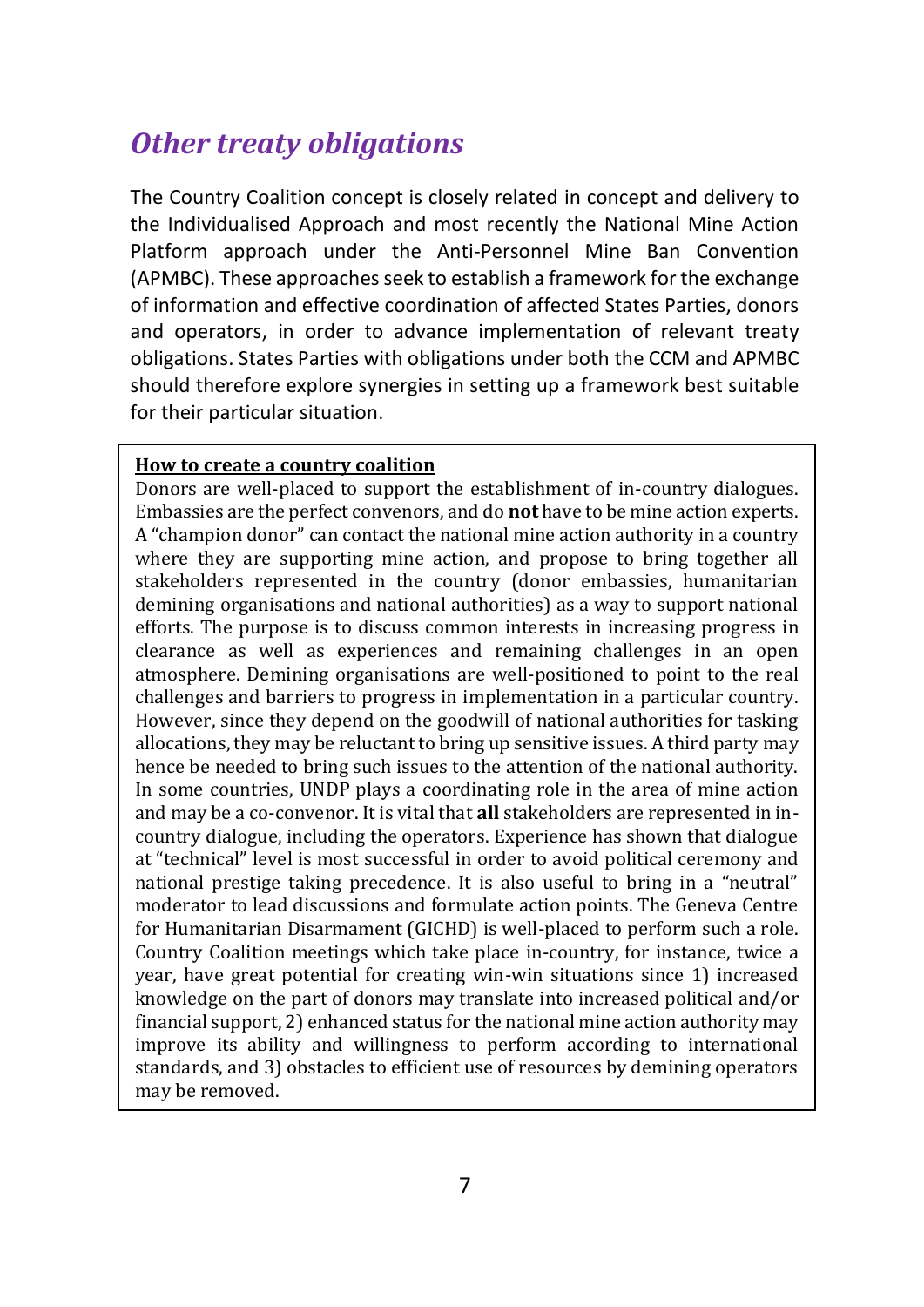## *Other treaty obligations*

The Country Coalition concept is closely related in concept and delivery to the Individualised Approach and most recently the National Mine Action Platform approach under the Anti-Personnel Mine Ban Convention (APMBC). These approaches seek to establish a framework for the exchange of information and effective coordination of affected States Parties, donors and operators, in order to advance implementation of relevant treaty obligations. States Parties with obligations under both the CCM and APMBC should therefore explore synergies in setting up a framework best suitable for their particular situation.

> **How to create a country coalition**
>
> Donors are well-placed to support the establishment of in-country dialogues. Embassies are the perfect convenors, and do **not** have to be mine action experts. A "champion donor" can contact the national mine action authority in a country where they are supporting mine action, and propose to bring together all stakeholders represented in the country (donor embassies, humanitarian demining organisations and national authorities) as a way to support national efforts. The purpose is to discuss common interests in increasing progress in clearance as well as experiences and remaining challenges in an open atmosphere. Demining organisations are well-positioned to point to the real challenges and barriers to progress in implementation in a particular country. However, since they depend on the goodwill of national authorities for tasking allocations, they may be reluctant to bring up sensitive issues. A third party may hence be needed to bring such issues to the attention of the national authority. In some countries, UNDP plays a coordinating role in the area of mine action and may be a co-convenor. It is vital that **all** stakeholders are represented in in-country dialogue, including the operators. Experience has shown that dialogue at "technical" level is most successful in order to avoid political ceremony and national prestige taking precedence. It is also useful to bring in a "neutral" moderator to lead discussions and formulate action points. The Geneva Centre for Humanitarian Disarmament (GICHD) is well-placed to perform such a role. Country Coalition meetings which take place in-country, for instance, twice a year, have great potential for creating win-win situations since 1) increased knowledge on the part of donors may translate into increased political and/or financial support, 2) enhanced status for the national mine action authority may improve its ability and willingness to perform according to international standards, and 3) obstacles to efficient use of resources by demining operators may be removed.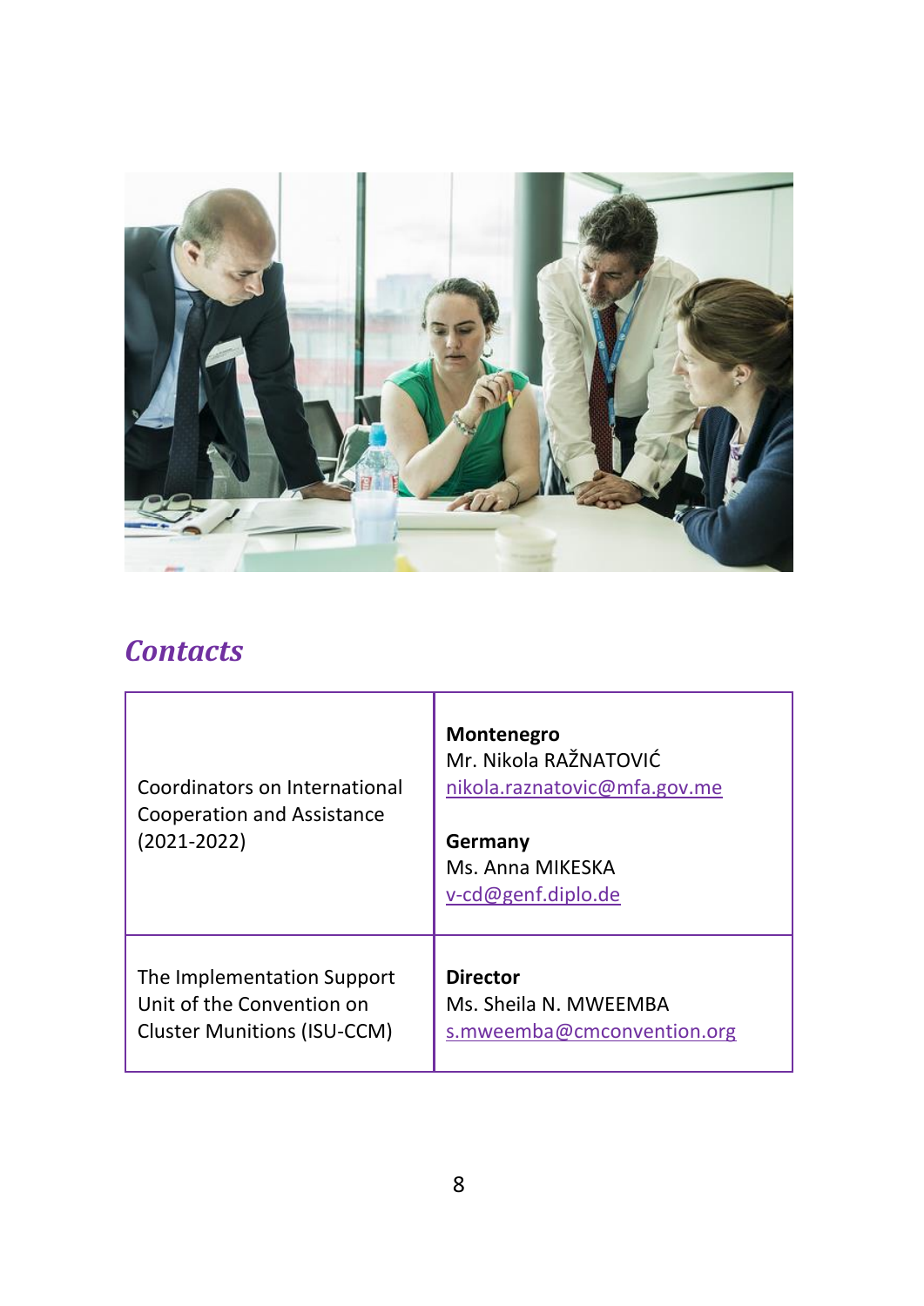## *Contacts*

| | |
|---|---|
| Coordinators on International Cooperation and Assistance (2021-2022) | **Montenegro**<br>Mr. Nikola RAŽNATOVIĆ<br>nikola.raznatovic@mfa.gov.me<br><br>**Germany**<br>Ms. Anna MIKESKA<br>v-cd@genf.diplo.de |
| The Implementation Support Unit of the Convention on Cluster Munitions (ISU-CCM) | **Director**<br>Ms. Sheila N. MWEEMBA<br>s.mweemba@cmconvention.org |